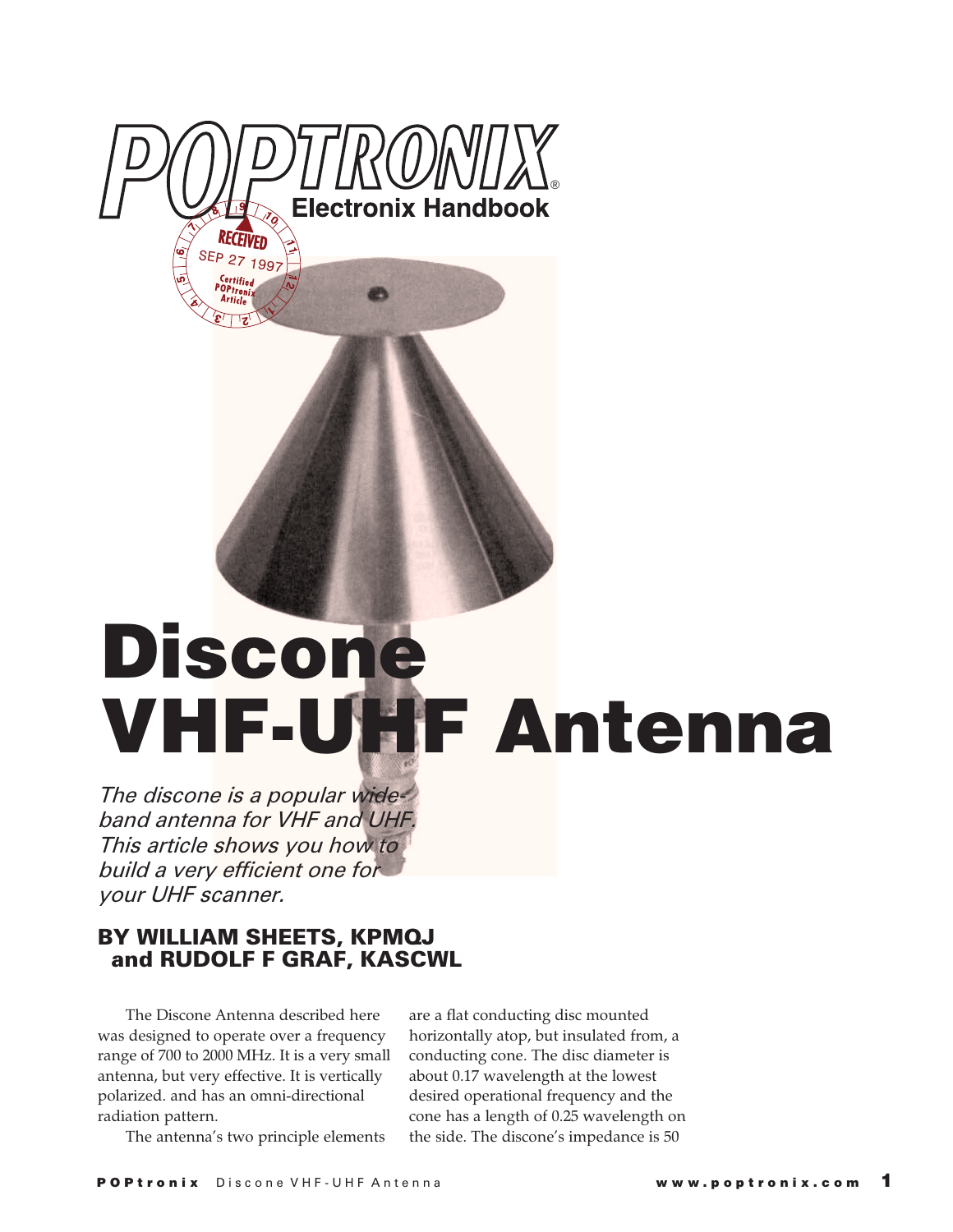# Discone VHF-UHF Antenna

*The discone is a popular wide-band antenna for VHF and UHF. This article shows you how to build a very efficient one for your UHF scanner.*

**BY WILLIAM SHEETS, KPMQJ and RUDOLF F GRAF, KASCWL**

The Discone Antenna described here was designed to operate over a frequency range of 700 to 2000 MHz. It is a very small antenna, but very effective. It is vertically polarized. and has an omni-directional radiation pattern.

The antenna's two principle elements are a flat conducting disc mounted horizontally atop, but insulated from, a conducting cone. The disc diameter is about 0.17 wavelength at the lowest desired operational frequency and the cone has a length of 0.25 wavelength on the side. The discone's impedance is 50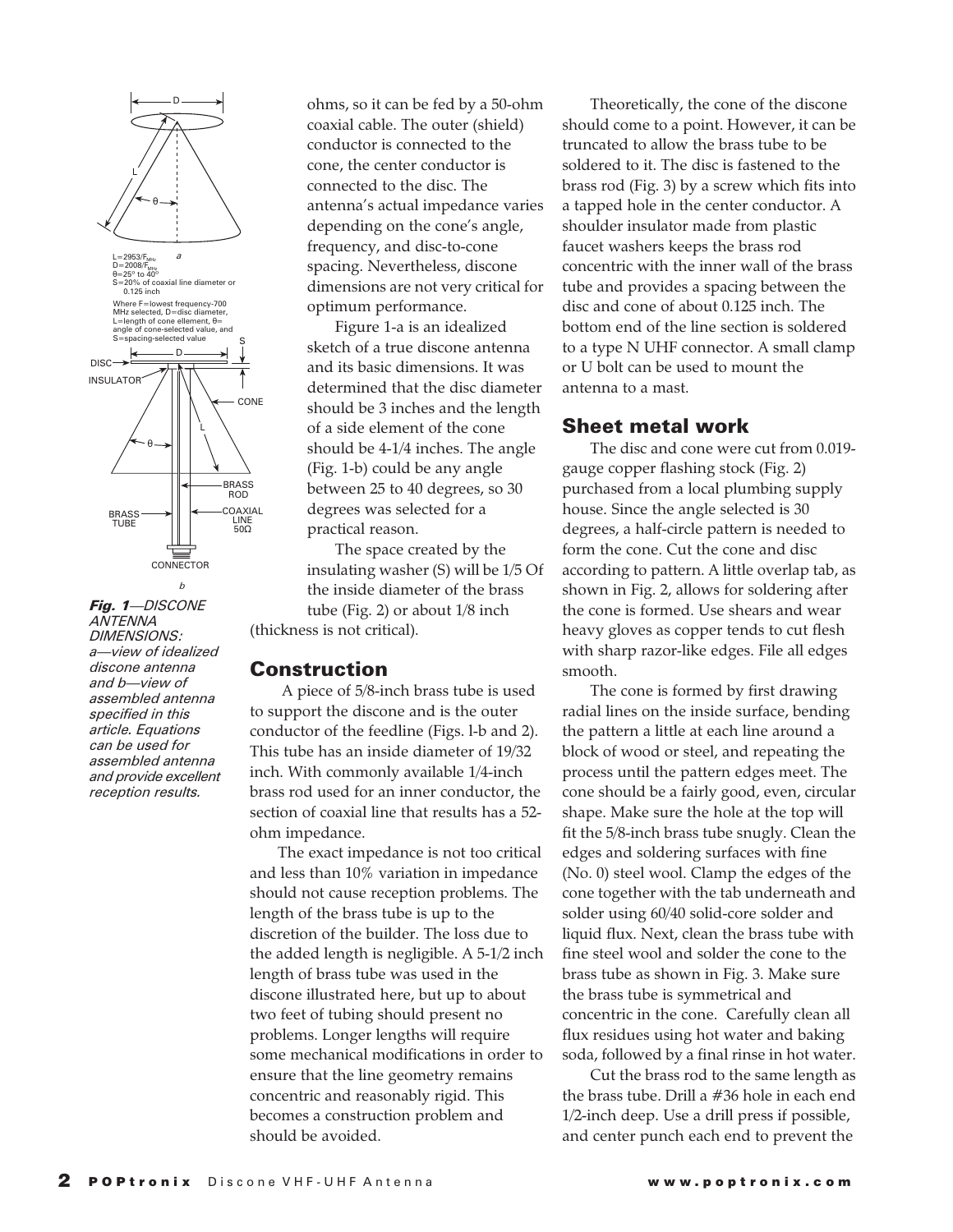L=2953/$F_{MHz}$
D=2008/$F_{MHz}$
θ=25° to 40°
S=20% of coaxial line diameter or 0.125 inch

Where F=lowest frequency-700 MHz selected, D=disc diameter, L=length of cone element, θ=angle of cone-selected value, and S=spacing-selected value

***Fig. 1**—DISCONE ANTENNA DIMENSIONS: a—view of idealized discone antenna and b—view of assembled antenna specified in this article. Equations can be used for assembled antenna and provide excellent reception results.*

ohms, so it can be fed by a 50-ohm coaxial cable. The outer (shield) conductor is connected to the cone, the center conductor is connected to the disc. The antenna's actual impedance varies depending on the cone's angle, frequency, and disc-to-cone spacing. Nevertheless, discone dimensions are not very critical for optimum performance.

Figure 1-a is an idealized sketch of a true discone antenna and its basic dimensions. It was determined that the disc diameter should be 3 inches and the length of a side element of the cone should be 4-1/4 inches. The angle (Fig. 1-b) could be any angle between 25 to 40 degrees, so 30 degrees was selected for a practical reason.

The space created by the insulating washer (S) will be 1/5 Of the inside diameter of the brass tube (Fig. 2) or about 1/8 inch (thickness is not critical).

## Construction

A piece of 5/8-inch brass tube is used to support the discone and is the outer conductor of the feedline (Figs. l-b and 2). This tube has an inside diameter of 19/32 inch. With commonly available 1/4-inch brass rod used for an inner conductor, the section of coaxial line that results has a 52-ohm impedance.

The exact impedance is not too critical and less than 10% variation in impedance should not cause reception problems. The length of the brass tube is up to the discretion of the builder. The loss due to the added length is negligible. A 5-1/2 inch length of brass tube was used in the discone illustrated here, but up to about two feet of tubing should present no problems. Longer lengths will require some mechanical modifications in order to ensure that the line geometry remains concentric and reasonably rigid. This becomes a construction problem and should be avoided.

Theoretically, the cone of the discone should come to a point. However, it can be truncated to allow the brass tube to be soldered to it. The disc is fastened to the brass rod (Fig. 3) by a screw which fits into a tapped hole in the center conductor. A shoulder insulator made from plastic faucet washers keeps the brass rod concentric with the inner wall of the brass tube and provides a spacing between the disc and cone of about 0.125 inch. The bottom end of the line section is soldered to a type N UHF connector. A small clamp or U bolt can be used to mount the antenna to a mast.

## Sheet metal work

The disc and cone were cut from 0.019-gauge copper flashing stock (Fig. 2) purchased from a local plumbing supply house. Since the angle selected is 30 degrees, a half-circle pattern is needed to form the cone. Cut the cone and disc according to pattern. A little overlap tab, as shown in Fig. 2, allows for soldering after the cone is formed. Use shears and wear heavy gloves as copper tends to cut flesh with sharp razor-like edges. File all edges smooth.

The cone is formed by first drawing radial lines on the inside surface, bending the pattern a little at each line around a block of wood or steel, and repeating the process until the pattern edges meet. The cone should be a fairly good, even, circular shape. Make sure the hole at the top will fit the 5/8-inch brass tube snugly. Clean the edges and soldering surfaces with fine (No. 0) steel wool. Clamp the edges of the cone together with the tab underneath and solder using 60/40 solid-core solder and liquid flux. Next, clean the brass tube with fine steel wool and solder the cone to the brass tube as shown in Fig. 3. Make sure the brass tube is symmetrical and concentric in the cone. Carefully clean all flux residues using hot water and baking soda, followed by a final rinse in hot water.

Cut the brass rod to the same length as the brass tube. Drill a #36 hole in each end 1/2-inch deep. Use a drill press if possible, and center punch each end to prevent the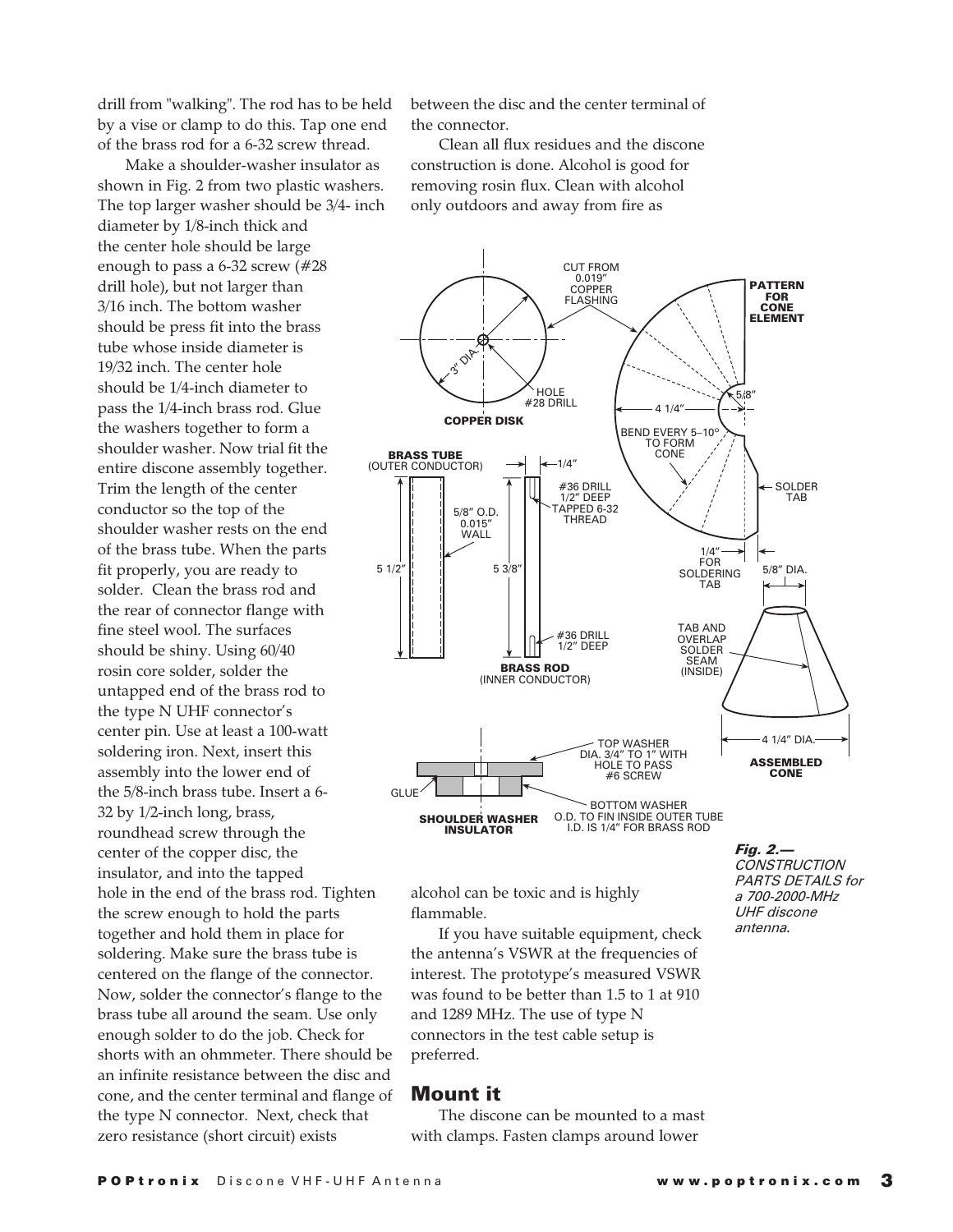drill from "walking". The rod has to be held by a vise or clamp to do this. Tap one end of the brass rod for a 6-32 screw thread.

Make a shoulder-washer insulator as shown in Fig. 2 from two plastic washers. The top larger washer should be 3/4- inch diameter by 1/8-inch thick and the center hole should be large enough to pass a 6-32 screw (#28 drill hole), but not larger than 3/16 inch. The bottom washer should be press fit into the brass tube whose inside diameter is 19/32 inch. The center hole should be 1/4-inch diameter to pass the 1/4-inch brass rod. Glue the washers together to form a shoulder washer. Now trial fit the entire discone assembly together. Trim the length of the center conductor so the top of the shoulder washer rests on the end of the brass tube. When the parts fit properly, you are ready to solder. Clean the brass rod and the rear of connector flange with fine steel wool. The surfaces should be shiny. Using 60/40 rosin core solder, solder the untapped end of the brass rod to the type N UHF connector's center pin. Use at least a 100-watt soldering iron. Next, insert this assembly into the lower end of the 5/8-inch brass tube. Insert a 6-32 by 1/2-inch long, brass, roundhead screw through the center of the copper disc, the insulator, and into the tapped hole in the end of the brass rod. Tighten the screw enough to hold the parts together and hold them in place for soldering. Make sure the brass tube is centered on the flange of the connector. Now, solder the connector's flange to the brass tube all around the seam. Use only enough solder to do the job. Check for shorts with an ohmmeter. There should be an infinite resistance between the disc and cone, and the center terminal and flange of the type N connector. Next, check that zero resistance (short circuit) exists between the disc and the center terminal of the connector.

Clean all flux residues and the discone construction is done. Alcohol is good for removing rosin flux. Clean with alcohol only outdoors and away from fire as alcohol can be toxic and is highly flammable.

If you have suitable equipment, check the antenna's VSWR at the frequencies of interest. The prototype's measured VSWR was found to be better than 1.5 to 1 at 910 and 1289 MHz. The use of type N connectors in the test cable setup is preferred.

*Fig. 2.— CONSTRUCTION PARTS DETAILS for a 700-2000-MHz UHF discone antenna.*

## Mount it

The discone can be mounted to a mast with clamps. Fasten clamps around lower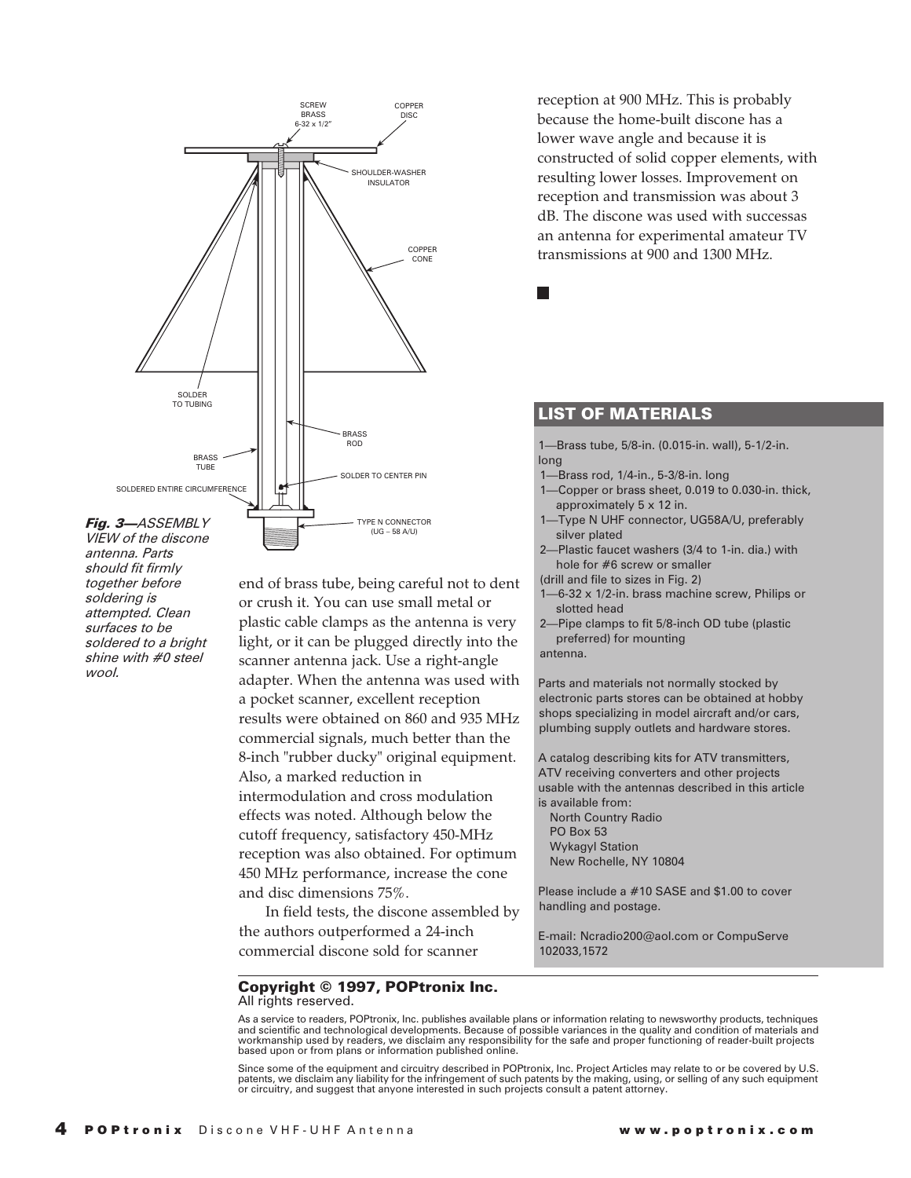SCREW BRASS 6-32 x 1/2"

COPPER DISC

SHOULDER-WASHER INSULATOR

COPPER CONE

SOLDER TO TUBING

BRASS ROD

BRASS TUBE

SOLDER TO CENTER PIN

SOLDERED ENTIRE CIRCUMFERENCE

TYPE N CONNECTOR (UG – 58 A/U)

***Fig. 3—****ASSEMBLY VIEW of the discone antenna. Parts should fit firmly together before soldering is attempted. Clean surfaces to be soldered to a bright shine with #0 steel wool.*

end of brass tube, being careful not to dent or crush it. You can use small metal or plastic cable clamps as the antenna is very light, or it can be plugged directly into the scanner antenna jack. Use a right-angle adapter. When the antenna was used with a pocket scanner, excellent reception results were obtained on 860 and 935 MHz commercial signals, much better than the 8-inch "rubber ducky" original equipment. Also, a marked reduction in intermodulation and cross modulation effects was noted. Although below the cutoff frequency, satisfactory 450-MHz reception was also obtained. For optimum 450 MHz performance, increase the cone and disc dimensions 75%.

In field tests, the discone assembled by the authors outperformed a 24-inch commercial discone sold for scanner reception at 900 MHz. This is probably because the home-built discone has a lower wave angle and because it is constructed of solid copper elements, with resulting lower losses. Improvement on reception and transmission was about 3 dB. The discone was used with successas an antenna for experimental amateur TV transmissions at 900 and 1300 MHz.

■

## LIST OF MATERIALS

1—Brass tube, 5/8-in. (0.015-in. wall), 5-1/2-in. long
1—Brass rod, 1/4-in., 5-3/8-in. long
1—Copper or brass sheet, 0.019 to 0.030-in. thick, approximately 5 x 12 in.
1—Type N UHF connector, UG58A/U, preferably silver plated
2—Plastic faucet washers (3/4 to 1-in. dia.) with hole for #6 screw or smaller
(drill and file to sizes in Fig. 2)
1—6-32 x 1/2-in. brass machine screw, Philips or slotted head
2—Pipe clamps to fit 5/8-inch OD tube (plastic preferred) for mounting antenna.

Parts and materials not normally stocked by electronic parts stores can be obtained at hobby shops specializing in model aircraft and/or cars, plumbing supply outlets and hardware stores.

A catalog describing kits for ATV transmitters, ATV receiving converters and other projects usable with the antennas described in this article is available from:
North Country Radio
PO Box 53
Wykagyl Station
New Rochelle, NY 10804

Please include a #10 SASE and $1.00 to cover handling and postage.

E-mail: Ncradio200@aol.com or CompuServe 102033,1572

**Copyright © 1997, POPtronix Inc.**
All rights reserved.

As a service to readers, POPtronix, Inc. publishes available plans or information relating to newsworthy products, techniques and scientific and technological developments. Because of possible variances in the quality and condition of materials and workmanship used by readers, we disclaim any responsibility for the safe and proper functioning of reader-built projects based upon or from plans or information published online.

Since some of the equipment and circuitry described in POPtronix, Inc. Project Articles may relate to or be covered by U.S. patents, we disclaim any liability for the infringement of such patents by the making, using, or selling of any such equipment or circuitry, and suggest that anyone interested in such projects consult a patent attorney.